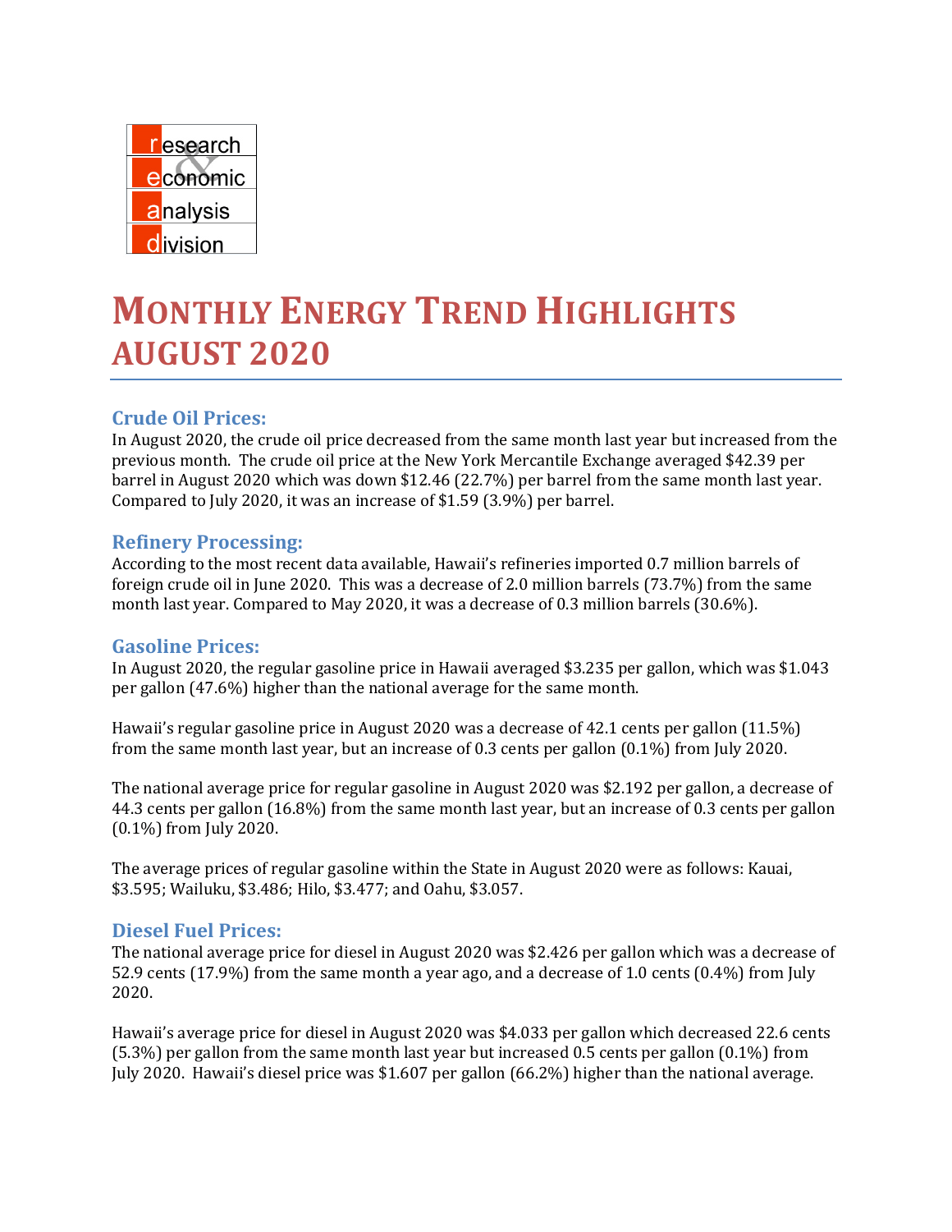research & economic analysis division

# MONTHLY ENERGY TREND HIGHLIGHTS AUGUST 2020

## Crude Oil Prices:

In August 2020, the crude oil price decreased from the same month last year but increased from the previous month. The crude oil price at the New York Mercantile Exchange averaged $42.39 per barrel in August 2020 which was down $12.46 (22.7%) per barrel from the same month last year. Compared to July 2020, it was an increase of $1.59 (3.9%) per barrel.

## Refinery Processing:

According to the most recent data available, Hawaii's refineries imported 0.7 million barrels of foreign crude oil in June 2020. This was a decrease of 2.0 million barrels (73.7%) from the same month last year. Compared to May 2020, it was a decrease of 0.3 million barrels (30.6%).

## Gasoline Prices:

In August 2020, the regular gasoline price in Hawaii averaged $3.235 per gallon, which was $1.043 per gallon (47.6%) higher than the national average for the same month.

Hawaii's regular gasoline price in August 2020 was a decrease of 42.1 cents per gallon (11.5%) from the same month last year, but an increase of 0.3 cents per gallon (0.1%) from July 2020.

The national average price for regular gasoline in August 2020 was $2.192 per gallon, a decrease of 44.3 cents per gallon (16.8%) from the same month last year, but an increase of 0.3 cents per gallon (0.1%) from July 2020.

The average prices of regular gasoline within the State in August 2020 were as follows: Kauai, $3.595; Wailuku, $3.486; Hilo, $3.477; and Oahu, $3.057.

## Diesel Fuel Prices:

The national average price for diesel in August 2020 was $2.426 per gallon which was a decrease of 52.9 cents (17.9%) from the same month a year ago, and a decrease of 1.0 cents (0.4%) from July 2020.

Hawaii's average price for diesel in August 2020 was $4.033 per gallon which decreased 22.6 cents (5.3%) per gallon from the same month last year but increased 0.5 cents per gallon (0.1%) from July 2020. Hawaii's diesel price was $1.607 per gallon (66.2%) higher than the national average.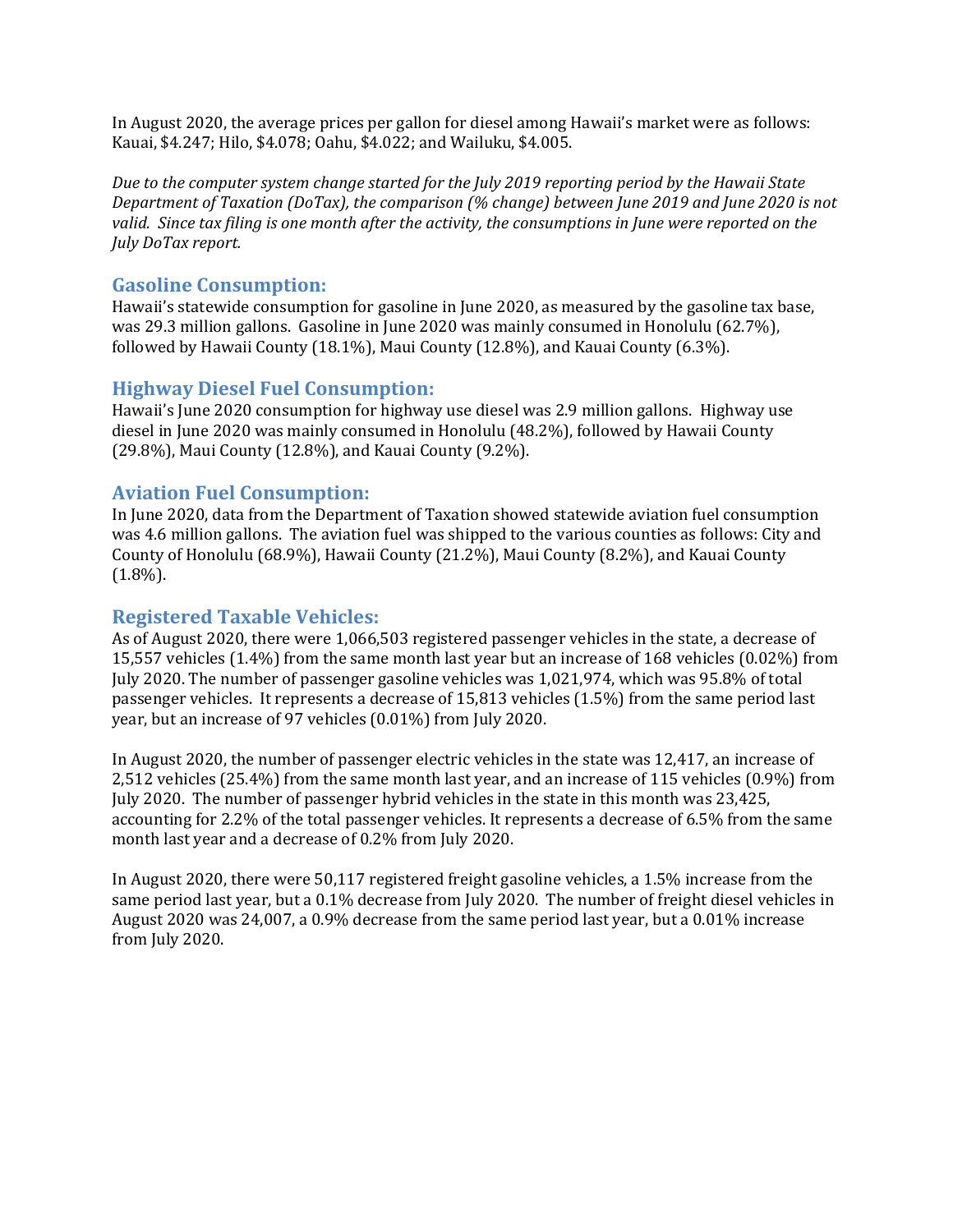In August 2020, the average prices per gallon for diesel among Hawaii's market were as follows: Kauai, $4.247; Hilo, $4.078; Oahu, $4.022; and Wailuku, $4.005.

*Due to the computer system change started for the July 2019 reporting period by the Hawaii State Department of Taxation (DoTax), the comparison (% change) between June 2019 and June 2020 is not valid. Since tax filing is one month after the activity, the consumptions in June were reported on the July DoTax report.*

## Gasoline Consumption:

Hawaii's statewide consumption for gasoline in June 2020, as measured by the gasoline tax base, was 29.3 million gallons. Gasoline in June 2020 was mainly consumed in Honolulu (62.7%), followed by Hawaii County (18.1%), Maui County (12.8%), and Kauai County (6.3%).

## Highway Diesel Fuel Consumption:

Hawaii's June 2020 consumption for highway use diesel was 2.9 million gallons. Highway use diesel in June 2020 was mainly consumed in Honolulu (48.2%), followed by Hawaii County (29.8%), Maui County (12.8%), and Kauai County (9.2%).

## Aviation Fuel Consumption:

In June 2020, data from the Department of Taxation showed statewide aviation fuel consumption was 4.6 million gallons. The aviation fuel was shipped to the various counties as follows: City and County of Honolulu (68.9%), Hawaii County (21.2%), Maui County (8.2%), and Kauai County (1.8%).

## Registered Taxable Vehicles:

As of August 2020, there were 1,066,503 registered passenger vehicles in the state, a decrease of 15,557 vehicles (1.4%) from the same month last year but an increase of 168 vehicles (0.02%) from July 2020. The number of passenger gasoline vehicles was 1,021,974, which was 95.8% of total passenger vehicles. It represents a decrease of 15,813 vehicles (1.5%) from the same period last year, but an increase of 97 vehicles (0.01%) from July 2020.

In August 2020, the number of passenger electric vehicles in the state was 12,417, an increase of 2,512 vehicles (25.4%) from the same month last year, and an increase of 115 vehicles (0.9%) from July 2020. The number of passenger hybrid vehicles in the state in this month was 23,425, accounting for 2.2% of the total passenger vehicles. It represents a decrease of 6.5% from the same month last year and a decrease of 0.2% from July 2020.

In August 2020, there were 50,117 registered freight gasoline vehicles, a 1.5% increase from the same period last year, but a 0.1% decrease from July 2020. The number of freight diesel vehicles in August 2020 was 24,007, a 0.9% decrease from the same period last year, but a 0.01% increase from July 2020.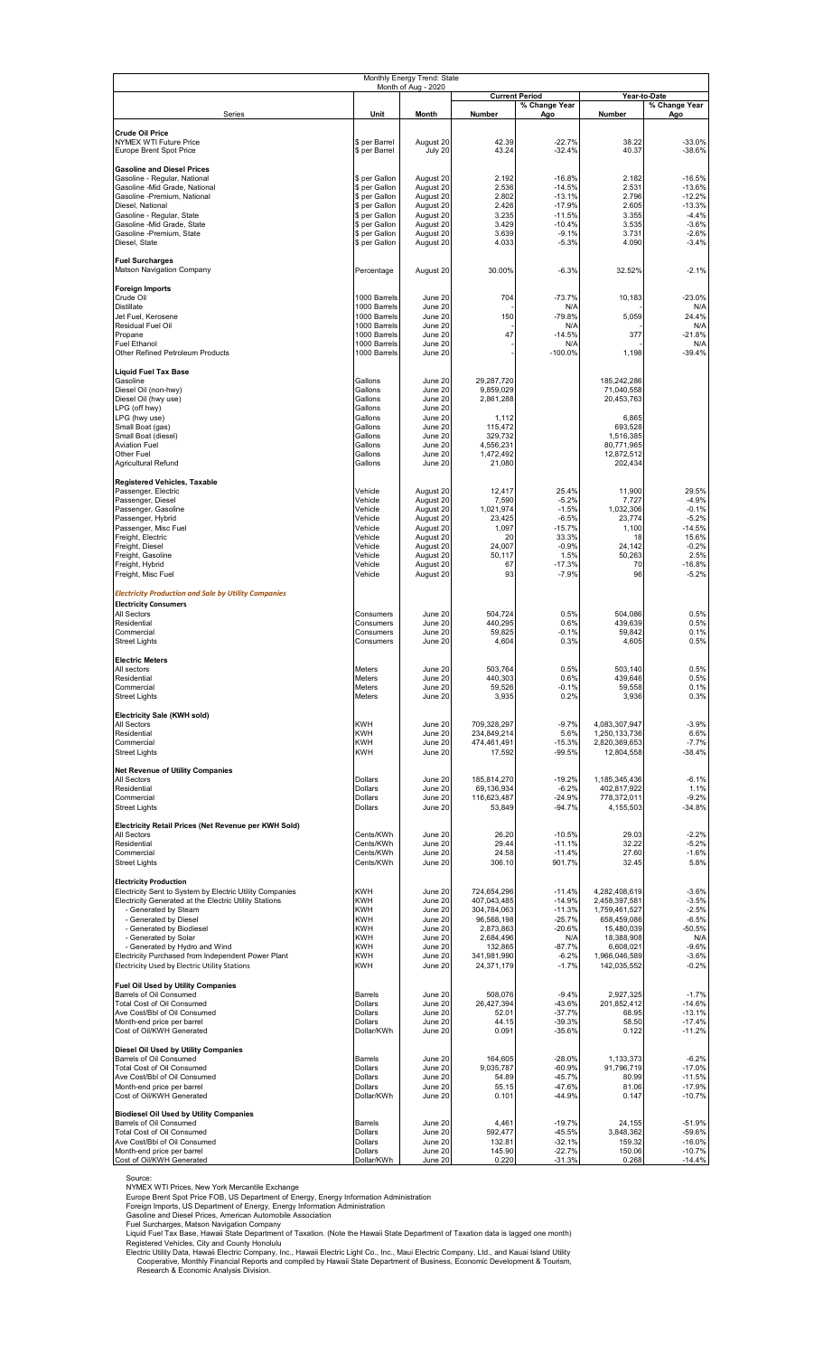| Monthly Energy Trend: State<br>Month of Aug - 2020 | | | | | | |
|---|---|---|---|---|---|---|
| | | | Current Period | | Year-to-Date | |
| Series | Unit | Month | Number | % Change Year Ago | Number | % Change Year Ago |
| **Crude Oil Price** | | | | | | |
| NYMEX WTI Future Price | $ per Barrel | August 20 | 42.39 | -22.7% | 38.22 | -33.0% |
| Europe Brent Spot Price | $ per Barrel | July 20 | 43.24 | -32.4% | 40.37 | -38.6% |
| **Gasoline and Diesel Prices** | | | | | | |
| Gasoline - Regular, National | $ per Gallon | August 20 | 2.192 | -16.8% | 2.182 | -16.5% |
| Gasoline -Mid Grade, National | $ per Gallon | August 20 | 2.536 | -14.5% | 2.531 | -13.6% |
| Gasoline -Premium, National | $ per Gallon | August 20 | 2.802 | -13.1% | 2.796 | -12.2% |
| Diesel, National | $ per Gallon | August 20 | 2.426 | -17.9% | 2.605 | -13.3% |
| Gasoline - Regular, State | $ per Gallon | August 20 | 3.235 | -11.5% | 3.355 | -4.4% |
| Gasoline -Mid Grade, State | $ per Gallon | August 20 | 3.429 | -10.4% | 3.535 | -3.6% |
| Gasoline -Premium, State | $ per Gallon | August 20 | 3.639 | -9.1% | 3.731 | -2.6% |
| Diesel, State | $ per Gallon | August 20 | 4.033 | -5.3% | 4.090 | -3.4% |
| **Fuel Surcharges** | | | | | | |
| Matson Navigation Company | Percentage | August 20 | 30.00% | -6.3% | 32.52% | -2.1% |
| **Foreign Imports** | | | | | | |
| Crude Oil | 1000 Barrels | June 20 | 704 | -73.7% | 10,183 | -23.0% |
| Distillate | 1000 Barrels | June 20 | - | N/A | - | N/A |
| Jet Fuel, Kerosene | 1000 Barrels | June 20 | 150 | -79.8% | 5,059 | 24.4% |
| Residual Fuel Oil | 1000 Barrels | June 20 | - | N/A | - | N/A |
| Propane | 1000 Barrels | June 20 | 47 | -14.5% | 377 | -21.8% |
| Fuel Ethanol | 1000 Barrels | June 20 | - | N/A | - | N/A |
| Other Refined Petroleum Products | 1000 Barrels | June 20 | - | -100.0% | 1,198 | -39.4% |
| **Liquid Fuel Tax Base** | | | | | | |
| Gasoline | Gallons | June 20 | 29,287,720 | | 185,242,286 | |
| Diesel Oil (non-hwy) | Gallons | June 20 | 9,859,029 | | 71,040,558 | |
| Diesel Oil (hwy use) | Gallons | June 20 | 2,861,288 | | 20,453,763 | |
| LPG (off hwy) | Gallons | June 20 | | | | |
| LPG (hwy use) | Gallons | June 20 | 1,112 | | 6,865 | |
| Small Boat (gas) | Gallons | June 20 | 115,472 | | 693,528 | |
| Small Boat (diesel) | Gallons | June 20 | 329,732 | | 1,516,385 | |
| Aviation Fuel | Gallons | June 20 | 4,556,231 | | 80,771,965 | |
| Other Fuel | Gallons | June 20 | 1,472,492 | | 12,872,512 | |
| Agricultural Refund | Gallons | June 20 | 21,080 | | 202,434 | |
| **Registered Vehicles, Taxable** | | | | | | |
| Passenger, Electric | Vehicle | August 20 | 12,417 | 25.4% | 11,900 | 29.5% |
| Passenger, Diesel | Vehicle | August 20 | 7,590 | -5.2% | 7,727 | -4.9% |
| Passenger, Gasoline | Vehicle | August 20 | 1,021,974 | -1.5% | 1,032,306 | -0.1% |
| Passenger, Hybrid | Vehicle | August 20 | 23,425 | -6.5% | 23,774 | -5.2% |
| Passenger, Misc Fuel | Vehicle | August 20 | 1,097 | -15.7% | 1,100 | -14.5% |
| Freight, Electric | Vehicle | August 20 | 20 | 33.3% | 18 | 15.6% |
| Freight, Diesel | Vehicle | August 20 | 24,007 | -0.9% | 24,142 | -0.2% |
| Freight, Gasoline | Vehicle | August 20 | 50,117 | 1.5% | 50,263 | 2.5% |
| Freight, Hybrid | Vehicle | August 20 | 67 | -17.3% | 70 | -16.8% |
| Freight, Misc Fuel | Vehicle | August 20 | 93 | -7.9% | 96 | -5.2% |
| ***Electricity Production and Sale by Utility Companies*** | | | | | | |
| **Electricity Consumers** | | | | | | |
| All Sectors | Consumers | June 20 | 504,724 | 0.5% | 504,086 | 0.5% |
| Residential | Consumers | June 20 | 440,295 | 0.6% | 439,639 | 0.5% |
| Commercial | Consumers | June 20 | 59,825 | -0.1% | 59,842 | 0.1% |
| Street Lights | Consumers | June 20 | 4,604 | 0.3% | 4,605 | 0.5% |
| **Electric Meters** | | | | | | |
| All sectors | Meters | June 20 | 503,764 | 0.5% | 503,140 | 0.5% |
| Residential | Meters | June 20 | 440,303 | 0.6% | 439,646 | 0.5% |
| Commercial | Meters | June 20 | 59,526 | -0.1% | 59,558 | 0.1% |
| Street Lights | Meters | June 20 | 3,935 | 0.2% | 3,936 | 0.3% |
| **Electricity Sale (KWH sold)** | | | | | | |
| All Sectors | KWH | June 20 | 709,328,297 | -9.7% | 4,083,307,947 | -3.9% |
| Residential | KWH | June 20 | 234,849,214 | 5.6% | 1,250,133,736 | 6.6% |
| Commercial | KWH | June 20 | 474,461,491 | -15.3% | 2,820,369,653 | -7.7% |
| Street Lights | KWH | June 20 | 17,592 | -99.5% | 12,804,558 | -38.4% |
| **Net Revenue of Utility Companies** | | | | | | |
| All Sectors | Dollars | June 20 | 185,814,270 | -19.2% | 1,185,345,436 | -6.1% |
| Residential | Dollars | June 20 | 69,136,934 | -6.2% | 402,817,922 | 1.1% |
| Commercial | Dollars | June 20 | 116,623,487 | -24.9% | 778,372,011 | -9.2% |
| Street Lights | Dollars | June 20 | 53,849 | -94.7% | 4,155,503 | -34.8% |
| **Electricity Retail Prices (Net Revenue per KWH Sold)** | | | | | | |
| All Sectors | Cents/KWh | June 20 | 26.20 | -10.5% | 29.03 | -2.2% |
| Residential | Cents/KWh | June 20 | 29.44 | -11.1% | 32.22 | -5.2% |
| Commercial | Cents/KWh | June 20 | 24.58 | -11.4% | 27.60 | -1.6% |
| Street Lights | Cents/KWh | June 20 | 306.10 | 901.7% | 32.45 | 5.8% |
| **Electricity Production** | | | | | | |
| Electricity Sent to System by Electric Utility Companies | KWH | June 20 | 724,654,296 | -11.4% | 4,282,408,619 | -3.6% |
| Electricity Generated at the Electric Utility Stations | KWH | June 20 | 407,043,485 | -14.9% | 2,458,397,581 | -3.5% |
| - Generated by Steam | KWH | June 20 | 304,784,063 | -11.3% | 1,759,461,527 | -2.5% |
| - Generated by Diesel | KWH | June 20 | 96,568,198 | -25.7% | 658,459,086 | -6.5% |
| - Generated by Biodiesel | KWH | June 20 | 2,873,863 | -20.6% | 15,480,039 | -50.5% |
| - Generated by Solar | KWH | June 20 | 2,684,496 | N/A | 18,388,908 | N/A |
| - Generated by Hydro and Wind | KWH | June 20 | 132,865 | -87.7% | 6,608,021 | -9.6% |
| Electricity Purchased from Independent Power Plant | KWH | June 20 | 341,981,990 | -6.2% | 1,966,046,589 | -3.6% |
| Electricity Used by Electric Utility Stations | KWH | June 20 | 24,371,179 | -1.7% | 142,035,552 | -0.2% |
| **Fuel Oil Used by Utility Companies** | | | | | | |
| Barrels of Oil Consumed | Barrels | June 20 | 508,076 | -9.4% | 2,927,325 | -1.7% |
| Total Cost of Oil Consumed | Dollars | June 20 | 26,427,394 | -43.6% | 201,852,412 | -14.6% |
| Ave Cost/Bbl of Oil Consumed | Dollars | June 20 | 52.01 | -37.7% | 68.95 | -13.1% |
| Month-end price per barrel | Dollars | June 20 | 44.15 | -39.3% | 58.50 | -17.4% |
| Cost of Oil/KWH Generated | Dollar/KWh | June 20 | 0.091 | -35.6% | 0.122 | -11.2% |
| **Diesel Oil Used by Utility Companies** | | | | | | |
| Barrels of Oil Consumed | Barrels | June 20 | 164,605 | -28.0% | 1,133,373 | -6.2% |
| Total Cost of Oil Consumed | Dollars | June 20 | 9,035,787 | -60.9% | 91,796,719 | -17.0% |
| Ave Cost/Bbl of Oil Consumed | Dollars | June 20 | 54.89 | -45.7% | 80.99 | -11.5% |
| Month-end price per barrel | Dollars | June 20 | 55.15 | -47.6% | 81.06 | -17.9% |
| Cost of Oil/KWH Generated | Dollar/KWh | June 20 | 0.101 | -44.9% | 0.147 | -10.7% |
| **Biodiesel Oil Used by Utility Companies** | | | | | | |
| Barrels of Oil Consumed | Barrels | June 20 | 4,461 | -19.7% | 24,155 | -51.9% |
| Total Cost of Oil Consumed | Dollars | June 20 | 592,477 | -45.5% | 3,848,362 | -59.6% |
| Ave Cost/Bbl of Oil Consumed | Dollars | June 20 | 132.81 | -32.1% | 159.32 | -16.0% |
| Month-end price per barrel | Dollars | June 20 | 145.90 | -22.7% | 150.06 | -10.7% |
| Cost of Oil/KWH Generated | Dollar/KWh | June 20 | 0.220 | -31.3% | 0.268 | -14.4% |

Source:
NYMEX WTI Prices, New York Mercantile Exchange
Europe Brent Spot Price FOB, US Department of Energy, Energy Information Administration
Foreign Imports, US Department of Energy, Energy Information Administration
Gasoline and Diesel Prices, American Automobile Association
Fuel Surcharges, Matson Navigation Company
Liquid Fuel Tax Base, Hawaii State Department of Taxation. (Note the Hawaii State Department of Taxation data is lagged one month)
Registered Vehicles, City and County Honolulu
Electric Utility Data, Hawaii Electric Company, Inc., Hawaii Electric Light Co., Inc., Maui Electric Company, Ltd., and Kauai Island Utility Cooperative, Monthly Financial Reports and compiled by Hawaii State Department of Business, Economic Development & Tourism, Research & Economic Analysis Division.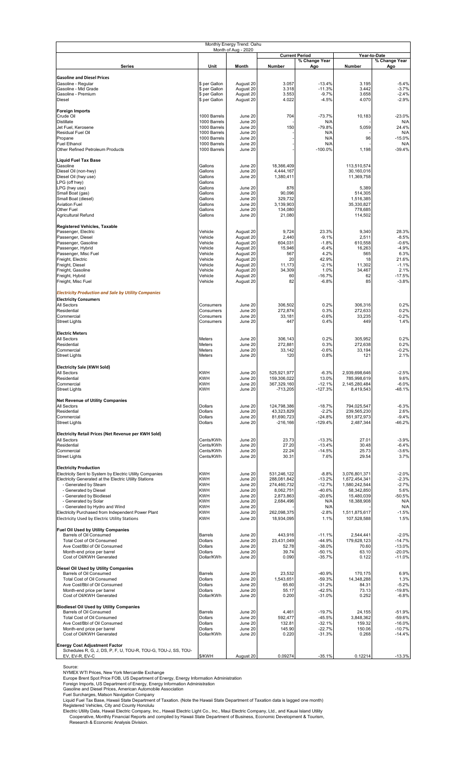| Monthly Energy Trend: Oahu | | | | | | |
|---|---|---|---|---|---|---|
| Month of Aug - 2020 | | | | | | |
| | | | Current Period | | Year-to-Date | |
| **Series** | **Unit** | **Month** | **Number** | **% Change Year Ago** | **Number** | **% Change Year Ago** |
| **Gasoline and Diesel Prices** | | | | | | |
| Gasoline - Regular | $ per Gallon | August 20 | 3.057 | -13.4% | 3.195 | -5.4% |
| Gasoline - Mid Grade | $ per Gallon | August 20 | 3.318 | -11.3% | 3.442 | -3.7% |
| Gasoline - Premium | $ per Gallon | August 20 | 3.553 | -9.7% | 3.658 | -2.4% |
| Diesel | $ per Gallon | August 20 | 4.022 | -4.5% | 4.070 | -2.9% |
| **Foreign Imports** | | | | | | |
| Crude Oil | 1000 Barrels | June 20 | 704 | -73.7% | 10,183 | -23.0% |
| Distillate | 1000 Barrels | June 20 | - | N/A | - | N/A |
| Jet Fuel, Kerosene | 1000 Barrels | June 20 | 150 | -79.8% | 5,059 | 24.4% |
| Residual Fuel Oil | 1000 Barrels | June 20 | - | N/A | - | N/A |
| Propane | 1000 Barrels | June 20 | - | N/A | 96 | -15.0% |
| Fuel Ethanol | 1000 Barrels | June 20 | - | N/A | - | N/A |
| Other Refined Petroleum Products | 1000 Barrels | June 20 | - | -100.0% | 1,198 | -39.4% |
| **Liquid Fuel Tax Base** | | | | | | |
| Gasoline | Gallons | June 20 | 18,366,409 | | 113,510,574 | |
| Diesel Oil (non-hwy) | Gallons | June 20 | 4,444,167 | | 30,160,016 | |
| Diesel Oil (hwy use) | Gallons | June 20 | 1,380,411 | | 11,369,758 | |
| LPG (off hwy) | Gallons | | | | | |
| LPG (hwy use) | Gallons | June 20 | 876 | | 5,389 | |
| Small Boat (gas) | Gallons | June 20 | 90,096 | | 514,305 | |
| Small Boat (diesel) | Gallons | June 20 | 329,732 | | 1,516,385 | |
| Aviation Fuel | Gallons | June 20 | 3,139,903 | | 35,330,827 | |
| Other Fuel | Gallons | June 20 | 134,080 | | 778,685 | |
| Agricultural Refund | Gallons | June 20 | 21,080 | | 114,502 | |
| **Registered Vehicles, Taxable** | | | | | | |
| Passenger, Electric | Vehicle | August 20 | 9,724 | 23.3% | 9,340 | 28.3% |
| Passenger, Diesel | Vehicle | August 20 | 2,440 | -9.1% | 2,511 | -8.5% |
| Passenger, Gasoline | Vehicle | August 20 | 604,031 | -1.8% | 610,558 | -0.6% |
| Passenger, Hybrid | Vehicle | August 20 | 15,946 | -6.4% | 16,263 | -4.9% |
| Passenger, Misc Fuel | Vehicle | August 20 | 567 | 4.2% | 565 | 6.3% |
| Freight, Electric | Vehicle | August 20 | 20 | 42.9% | 18 | 21.6% |
| Freight, Diesel | Vehicle | August 20 | 11,173 | -2.1% | 11,302 | -1.1% |
| Freight, Gasoline | Vehicle | August 20 | 34,309 | 1.0% | 34,467 | 2.1% |
| Freight, Hybrid | Vehicle | August 20 | 60 | -16.7% | 62 | -17.5% |
| Freight, Misc Fuel | Vehicle | August 20 | 82 | -6.8% | 85 | -3.8% |
| ***Electricity Production and Sale by Utility Companies*** | | | | | | |
| **Electricity Consumers** | | | | | | |
| All Sectors | Consumers | June 20 | 306,502 | 0.2% | 306,316 | 0.2% |
| Residential | Consumers | June 20 | 272,874 | 0.3% | 272,633 | 0.2% |
| Commercial | Consumers | June 20 | 33,181 | -0.6% | 33,235 | -0.2% |
| Street Lights | Consumers | June 20 | 447 | 0.4% | 449 | 1.4% |
| **Electric Meters** | | | | | | |
| All Sectors | Meters | June 20 | 306,143 | 0.2% | 305,952 | 0.2% |
| Residential | Meters | June 20 | 272,881 | 0.3% | 272,638 | 0.2% |
| Commercial | Meters | June 20 | 33,142 | -0.6% | 33,194 | -0.2% |
| Street Lights | Meters | June 20 | 120 | 0.8% | 121 | 2.1% |
| **Electricity Sale (KWH Sold)** | | | | | | |
| All Sectors | KWH | June 20 | 525,921,977 | -6.3% | 2,939,698,646 | -2.5% |
| Residential | KWH | June 20 | 159,306,022 | 13.0% | 785,998,619 | 9.6% |
| Commercial | KWH | June 20 | 367,329,160 | -12.1% | 2,145,280,484 | -6.0% |
| Street Lights | KWH | June 20 | -713,205 | -127.3% | 8,419,543 | -48.1% |
| **Net Revenue of Utility Companies** | | | | | | |
| All Sectors | Dollars | June 20 | 124,798,386 | -18.7% | 794,025,547 | -6.3% |
| Residential | Dollars | June 20 | 43,323,829 | -2.2% | 239,565,230 | 2.6% |
| Commercial | Dollars | June 20 | 81,690,723 | -24.8% | 551,972,973 | -9.4% |
| Street Lights | Dollars | June 20 | -216,166 | -129.4% | 2,487,344 | -46.2% |
| **Electricity Retail Prices (Net Revenue per KWH Sold)** | | | | | | |
| All Sectors | Cents/KWh | June 20 | 23.73 | -13.3% | 27.01 | -3.9% |
| Residential | Cents/KWh | June 20 | 27.20 | -13.4% | 30.48 | -6.4% |
| Commercial | Cents/KWh | June 20 | 22.24 | -14.5% | 25.73 | -3.6% |
| Street Lights | Cents/KWh | June 20 | 30.31 | 7.6% | 29.54 | 3.7% |
| **Electricity Production** | | | | | | |
| Electricity Sent to System by Electric Utility Companies | KWH | June 20 | 531,246,122 | -8.8% | 3,076,801,371 | -2.0% |
| Electricity Generated at the Electric Utility Stations | KWH | June 20 | 288,081,842 | -13.2% | 1,672,454,341 | -2.3% |
| - Generated by Steam | KWH | June 20 | 274,460,732 | -12.7% | 1,580,242,544 | -2.7% |
| - Generated by Diesel | KWH | June 20 | 8,062,751 | -40.6% | 58,342,850 | 5.6% |
| - Generated by Biodiesel | KWH | June 20 | 2,873,863 | -20.6% | 15,480,039 | -50.5% |
| - Generated by Solar | KWH | June 20 | 2,684,496 | N/A | 18,388,908 | N/A |
| - Generated by Hydro and Wind | KWH | June 20 | - | N/A | - | N/A |
| Electricity Purchased from Independent Power Plant | KWH | June 20 | 262,098,375 | -2.8% | 1,511,875,617 | -1.5% |
| Electricity Used by Electric Utility Stations | KWH | June 20 | 18,934,095 | 1.1% | 107,528,588 | 1.5% |
| **Fuel Oil Used by Utility Companies** | | | | | | |
| Barrels of Oil Consumed | Barrels | June 20 | 443,916 | -11.1% | 2,544,441 | -2.0% |
| Total Cost of Oil Consumed | Dollars | June 20 | 23,431,049 | -44.9% | 179,628,123 | -14.7% |
| Ave Cost/Bbl of Oil Consumed | Dollars | June 20 | 52.78 | -38.0% | 70.60 | -13.0% |
| Month-end price per barrel | Dollars | June 20 | 39.74 | -50.1% | 63.10 | -20.0% |
| Cost of Oil/KWH Generated | Dollar/KWh | June 20 | 0.090 | -35.7% | 0.122 | -11.0% |
| **Diesel Oil Used by Utility Companies** | | | | | | |
| Barrels of Oil Consumed | Barrels | June 20 | 23,532 | -40.9% | 170,175 | 6.9% |
| Total Cost of Oil Consumed | Dollars | June 20 | 1,543,651 | -59.3% | 14,348,288 | 1.3% |
| Ave Cost/Bbl of Oil Consumed | Dollars | June 20 | 65.60 | -31.2% | 84.31 | -5.2% |
| Month-end price per barrel | Dollars | June 20 | 55.17 | -42.5% | 73.13 | -19.8% |
| Cost of Oil/KWH Generated | Dollar/KWh | June 20 | 0.200 | -31.0% | 0.252 | -6.8% |
| **Biodiesel Oil Used by Utility Companies** | | | | | | |
| Barrels of Oil Consumed | Barrels | June 20 | 4,461 | -19.7% | 24,155 | -51.9% |
| Total Cost of Oil Consumed | Dollars | June 20 | 592,477 | -45.5% | 3,848,362 | -59.6% |
| Ave Cost/Bbl of Oil Consumed | Dollars | June 20 | 132.81 | -32.1% | 159.32 | -16.0% |
| Month-end price per barrel | Dollars | June 20 | 145.90 | -22.7% | 150.06 | -10.7% |
| Cost of Oil/KWH Generated | Dollar/KWh | June 20 | 0.220 | -31.3% | 0.268 | -14.4% |
| **Energy Cost Adjustment Factor** | | | | | | |
| Schedules R, G, J, DS, P, F, U, TOU-R, TOU-G, TOU-J, SS, TOU-EV, EV-R, EV-C | $/KWH | August 20 | 0.09274 | -35.1% | 0.12214 | -13.3% |

Source:
NYMEX WTI Prices, New York Mercantile Exchange
Europe Brent Spot Price FOB, US Department of Energy, Energy Information Administration
Foreign Imports, US Department of Energy, Energy Information Administration
Gasoline and Diesel Prices, American Automobile Association
Fuel Surcharges, Matson Navigation Company
Liquid Fuel Tax Base, Hawaii State Department of Taxation. (Note the Hawaii State Department of Taxation data is lagged one month)
Registered Vehicles, City and County Honolulu
Electric Utility Data, Hawaii Electric Company, Inc., Hawaii Electric Light Co., Inc., Maui Electric Company, Ltd., and Kauai Island Utility Cooperative, Monthly Financial Reports and compiled by Hawaii State Department of Business, Economic Development & Tourism, Research & Economic Analysis Division.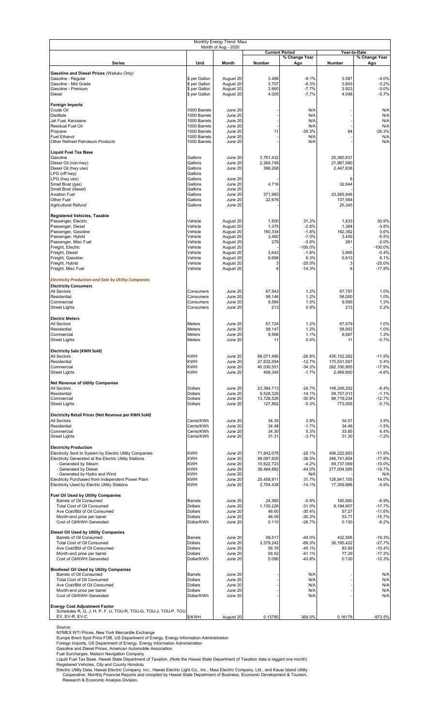# Monthly Energy Trend: Maui

Month of Aug - 2020

| Series | Unit | Month | Current Period Number | Current Period % Change Year Ago | Year-to-Date Number | Year-to-Date % Change Year Ago |
|---|---|---|---|---|---|---|
| **Gasoline and Diesel Prices** (Wailuku Only) | | | | | | |
| Gasoline - Regular | $ per Gallon | August 20 | 3.486 | -9.1% | 3.587 | -4.0% |
| Gasoline - Mid Grade | $ per Gallon | August 20 | 3.707 | -8.3% | 3.803 | -3.2% |
| Gasoline - Premium | $ per Gallon | August 20 | 3.860 | -7.7% | 3.923 | -3.0% |
| Diesel | $ per Gallon | August 20 | 4.005 | -7.7% | 4.048 | -5.7% |
| **Foreign Imports** | | | | | | |
| Crude Oil | 1000 Barrels | June 20 | - | N/A | - | N/A |
| Distillate | 1000 Barrels | June 20 | - | N/A | - | N/A |
| Jet Fuel, Kerosene | 1000 Barrels | June 20 | - | N/A | - | N/A |
| Residual Fuel Oil | 1000 Barrels | June 20 | - | N/A | - | N/A |
| Propane | 1000 Barrels | June 20 | 11 | -35.3% | 84 | -26.3% |
| Fuel Ethanol | 1000 Barrels | June 20 | - | N/A | - | N/A |
| Other Refined Petroleum Products | 1000 Barrels | June 20 | - | N/A | - | N/A |
| **Liquid Fuel Tax Base** | | | | | | |
| Gasoline | Gallons | June 20 | 3,761,432 | | 25,360,837 | |
| Diesel Oil (non-hwy) | Gallons | June 20 | 2,264,749 | | 21,967,560 | |
| Diesel Oil (hwy use) | Gallons | June 20 | 366,268 | | 2,447,636 | |
| LPG (off hwy) | Gallons | | | | | |
| LPG (hwy use) | Gallons | June 20 | - | | 8 | |
| Small Boat (gas) | Gallons | June 20 | 4,716 | | 32,644 | |
| Small Boat (diesel) | Gallons | June 20 | - | | - | |
| Aviation Fuel | Gallons | June 20 | 371,983 | | 23,565,846 | |
| Other Fuel | Gallons | June 20 | 22,676 | | 137,564 | |
| Agricultural Refund | Gallons | June 20 | - | | 25,345 | |
| **Registered Vehicles, Taxable** | | | | | | |
| Passenger, Electric | Vehicle | August 20 | 1,500 | 31.2% | 1,433 | 30.6% |
| Passenger, Diesel | Vehicle | August 20 | 1,375 | -2.8% | 1,384 | -3.8% |
| Passenger, Gasoline | Vehicle | August 20 | 160,334 | -1.8% | 162,382 | 0.6% |
| Passenger, Hybrid | Vehicle | August 20 | 3,460 | -7.0% | 3,459 | -5.5% |
| Passenger, Misc Fuel | Vehicle | August 20 | 279 | -3.8% | 281 | -2.0% |
| Freight, Electric | Vehicle | August 20 | - | -100.0% | - | -100.0% |
| Freight, Diesel | Vehicle | August 20 | 3,643 | -1.8% | 3,665 | -0.4% |
| Freight, Gasoline | Vehicle | August 20 | 6,666 | 6.3% | 6,613 | 6.1% |
| Freight, Hybrid | Vehicle | August 20 | 3 | -25.0% | 3 | -25.0% |
| Freight, Misc Fuel | Vehicle | August 20 | 6 | -14.3% | 6 | -17.9% |
| ***Electricity Production and Sale by Utility Companies*** | | | | | | |
| **Electricity Consumers** | | | | | | |
| All Sectors | Consumers | June 20 | 67,943 | 1.2% | 67,797 | 1.0% |
| Residential | Consumers | June 20 | 58,146 | 1.2% | 58,000 | 1.0% |
| Commercial | Consumers | June 20 | 9,584 | 1.0% | 9,585 | 1.3% |
| Street Lights | Consumers | June 20 | 213 | 0.9% | 213 | 0.2% |
| **Electric Meters** | | | | | | |
| All Sectors | Meters | June 20 | 67,724 | 1.2% | 67,579 | 1.0% |
| Residential | Meters | June 20 | 58,147 | 1.2% | 58,002 | 1.0% |
| Commercial | Meters | June 20 | 9,566 | 1.1% | 9,567 | 1.3% |
| Street Lights | Meters | June 20 | 11 | 0.0% | 11 | -5.7% |
| **Electricity Sale (KWH Sold)** | | | | | | |
| All Sectors | KWH | June 20 | 68,071,490 | -26.8% | 435,102,262 | -11.5% |
| Residential | KWH | June 20 | 27,632,594 | -12.7% | 170,531,507 | 0.4% |
| Commercial | KWH | June 20 | 40,030,551 | -34.3% | 262,100,955 | -17.9% |
| Street Lights | KWH | June 20 | 408,345 | -1.7% | 2,469,800 | -4.6% |
| **Net Revenue of Utility Companies** | | | | | | |
| All Sectors | Dollars | June 20 | 23,384,713 | -24.7% | 148,249,252 | -8.4% |
| Residential | Dollars | June 20 | 9,528,325 | -14.1% | 58,757,013 | -1.1% |
| Commercial | Dollars | June 20 | 13,728,526 | -30.8% | 88,719,234 | -12.7% |
| Street Lights | Dollars | June 20 | 127,862 | -5.3% | 773,005 | -5.7% |
| **Electricity Retail Prices (Net Revenue per KWH Sold)** | | | | | | |
| All Sectors | Cents/KWh | June 20 | 34.35 | 2.8% | 34.07 | 3.5% |
| Residential | Cents/KWh | June 20 | 34.48 | -1.7% | 34.46 | -1.5% |
| Commercial | Cents/KWh | June 20 | 34.30 | 5.3% | 33.85 | 6.4% |
| Street Lights | Cents/KWh | June 20 | 31.31 | -3.7% | 31.30 | -1.2% |
| **Electricity Production** | | | | | | |
| Electricity Sent to System by Electric Utility Companies | KWH | June 20 | 71,842,078 | -25.1% | 456,222,893 | -11.5% |
| Electricity Generated at the Electric Utility Stations | KWH | June 20 | 49,087,605 | -38.5% | 346,741,654 | -17.9% |
| - Generated by Steam | KWH | June 20 | 10,622,723 | -4.2% | 69,737,069 | -10.0% |
| - Generated by Diesel | KWH | June 20 | 38,464,882 | -44.0% | 277,004,585 | -19.7% |
| - Generated by Hydro and Wind | KWH | June 20 | - | N/A | - | N/A |
| Electricity Purchased from Independent Power Plant | KWH | June 20 | 25,458,911 | 31.7% | 126,841,105 | 14.0% |
| Electricity Used by Electric Utility Stations | KWH | June 20 | 2,704,438 | -14.1% | 17,359,866 | -5.9% |
| **Fuel Oil Used by Utility Companies** | | | | | | |
| Barrels of Oil Consumed | Barrels | June 20 | 24,360 | -0.9% | 160,560 | -6.9% |
| Total Cost of Oil Consumed | Dollars | June 20 | 1,135,226 | -31.0% | 9,194,607 | -17.7% |
| Ave Cost/Bbl of Oil Consumed | Dollars | June 20 | 46.60 | -30.4% | 57.27 | -11.6% |
| Month-end price per barrel | Dollars | June 20 | 46.09 | -30.3% | 53.77 | -15.7% |
| Cost of Oil/KWH Generated | Dollar/KWh | June 20 | 0.110 | -26.7% | 0.130 | -8.2% |
| **Diesel Oil Used by Utility Companies** | | | | | | |
| Barrels of Oil Consumed | Barrels | June 20 | 59,517 | -44.0% | 432,505 | -19.3% |
| Total Cost of Oil Consumed | Dollars | June 20 | 3,379,242 | -69.3% | 36,195,422 | -27.7% |
| Ave Cost/Bbl of Oil Consumed | Dollars | June 20 | 56.78 | -45.1% | 83.69 | -10.4% |
| Month-end price per barrel | Dollars | June 20 | 55.52 | -41.1% | 77.29 | -17.3% |
| Cost of Oil/KWH Generated | Dollar/KWh | June 20 | 0.090 | -43.8% | 0.130 | -10.3% |
| **Biodiesel Oil Used by Utility Companies** | | | | | | |
| Barrels of Oil Consumed | Barrels | June 20 | - | N/A | - | N/A |
| Total Cost of Oil Consumed | Dollars | June 20 | - | N/A | - | N/A |
| Ave Cost/Bbl of Oil Consumed | Dollars | June 20 | - | N/A | - | N/A |
| Month-end price per barrel | Dollars | June 20 | - | N/A | - | N/A |
| Cost of Oil/KWH Generated | Dollar/KWh | June 20 | - | N/A | - | N/A |
| **Energy Cost Adjustment Factor** | | | | | | |
| Schedules R, G, J, H, P, F, U, TOU-R, TOU-G, TOU-J, TOU-P, TOU EV, EV-R, EV-C | $/KWH | August 20 | 0.13780 | 369.0% | 0.16178 | -973.5% |

Source:
NYMEX WTI Prices, New York Mercantile Exchange
Europe Brent Spot Price FOB, US Department of Energy, Energy Information Administration
Foreign Imports, US Department of Energy, Energy Information Administration
Gasoline and Diesel Prices, American Automobile Association
Fuel Surcharges, Matson Navigation Company
Liquid Fuel Tax Base, Hawaii State Department of Taxation. (Note the Hawaii State Department of Taxation data is lagged one month)
Registered Vehicles, City and County Honolulu
Electric Utility Data, Hawaii Electric Company, Inc., Hawaii Electric Light Co., Inc., Maui Electric Company, Ltd., and Kauai Island Utility Cooperative, Monthly Financial Reports and compiled by Hawaii State Department of Business, Economic Development & Tourism, Research & Economic Analysis Division.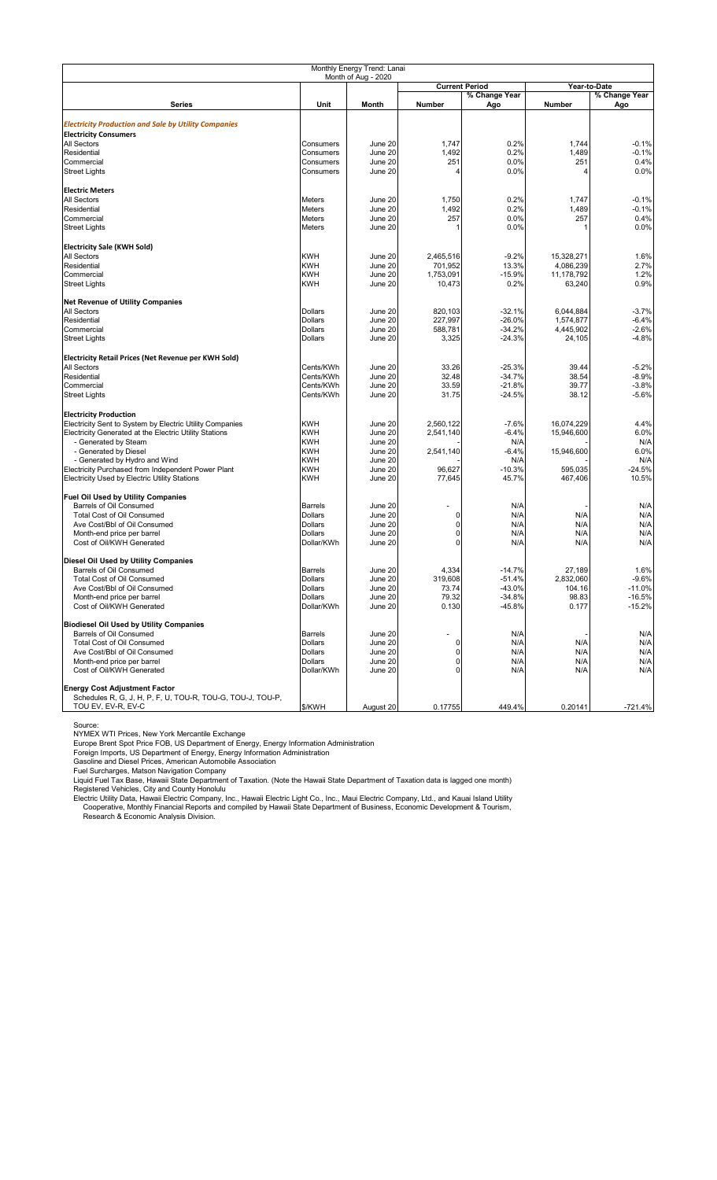| Monthly Energy Trend: Lanai<br>Month of Aug - 2020 | | | | | | |
|---|---|---|---|---|---|---|
| | | | Current Period | | Year-to-Date | |
| **Series** | **Unit** | **Month** | **Number** | **% Change Year Ago** | **Number** | **% Change Year Ago** |
| ***Electricity Production and Sale by Utility Companies*** | | | | | | |
| **Electricity Consumers** | | | | | | |
| All Sectors | Consumers | June 20 | 1,747 | 0.2% | 1,744 | -0.1% |
| Residential | Consumers | June 20 | 1,492 | 0.2% | 1,489 | -0.1% |
| Commercial | Consumers | June 20 | 251 | 0.0% | 251 | 0.4% |
| Street Lights | Consumers | June 20 | 4 | 0.0% | 4 | 0.0% |
| **Electric Meters** | | | | | | |
| All Sectors | Meters | June 20 | 1,750 | 0.2% | 1,747 | -0.1% |
| Residential | Meters | June 20 | 1,492 | 0.2% | 1,489 | -0.1% |
| Commercial | Meters | June 20 | 257 | 0.0% | 257 | 0.4% |
| Street Lights | Meters | June 20 | 1 | 0.0% | 1 | 0.0% |
| **Electricity Sale (KWH Sold)** | | | | | | |
| All Sectors | KWH | June 20 | 2,465,516 | -9.2% | 15,328,271 | 1.6% |
| Residential | KWH | June 20 | 701,952 | 13.3% | 4,086,239 | 2.7% |
| Commercial | KWH | June 20 | 1,753,091 | -15.9% | 11,178,792 | 1.2% |
| Street Lights | KWH | June 20 | 10,473 | 0.2% | 63,240 | 0.9% |
| **Net Revenue of Utility Companies** | | | | | | |
| All Sectors | Dollars | June 20 | 820,103 | -32.1% | 6,044,884 | -3.7% |
| Residential | Dollars | June 20 | 227,997 | -26.0% | 1,574,877 | -6.4% |
| Commercial | Dollars | June 20 | 588,781 | -34.2% | 4,445,902 | -2.6% |
| Street Lights | Dollars | June 20 | 3,325 | -24.3% | 24,105 | -4.8% |
| **Electricity Retail Prices (Net Revenue per KWH Sold)** | | | | | | |
| All Sectors | Cents/KWh | June 20 | 33.26 | -25.3% | 39.44 | -5.2% |
| Residential | Cents/KWh | June 20 | 32.48 | -34.7% | 38.54 | -8.9% |
| Commercial | Cents/KWh | June 20 | 33.59 | -21.8% | 39.77 | -3.8% |
| Street Lights | Cents/KWh | June 20 | 31.75 | -24.5% | 38.12 | -5.6% |
| **Electricity Production** | | | | | | |
| Electricity Sent to System by Electric Utility Companies | KWH | June 20 | 2,560,122 | -7.6% | 16,074,229 | 4.4% |
| Electricity Generated at the Electric Utility Stations | KWH | June 20 | 2,541,140 | -6.4% | 15,946,600 | 6.0% |
| - Generated by Steam | KWH | June 20 | - | N/A | - | N/A |
| - Generated by Diesel | KWH | June 20 | 2,541,140 | -6.4% | 15,946,600 | 6.0% |
| - Generated by Hydro and Wind | KWH | June 20 | - | N/A | - | N/A |
| Electricity Purchased from Independent Power Plant | KWH | June 20 | 96,627 | -10.3% | 595,035 | -24.5% |
| Electricity Used by Electric Utility Stations | KWH | June 20 | 77,645 | 45.7% | 467,406 | 10.5% |
| **Fuel Oil Used by Utility Companies** | | | | | | |
| Barrels of Oil Consumed | Barrels | June 20 | - | N/A | - | N/A |
| Total Cost of Oil Consumed | Dollars | June 20 | 0 | N/A | N/A | N/A |
| Ave Cost/Bbl of Oil Consumed | Dollars | June 20 | 0 | N/A | N/A | N/A |
| Month-end price per barrel | Dollars | June 20 | 0 | N/A | N/A | N/A |
| Cost of Oil/KWH Generated | Dollar/KWh | June 20 | 0 | N/A | N/A | N/A |
| **Diesel Oil Used by Utility Companies** | | | | | | |
| Barrels of Oil Consumed | Barrels | June 20 | 4,334 | -14.7% | 27,189 | 1.6% |
| Total Cost of Oil Consumed | Dollars | June 20 | 319,608 | -51.4% | 2,832,060 | -9.6% |
| Ave Cost/Bbl of Oil Consumed | Dollars | June 20 | 73.74 | -43.0% | 104.16 | -11.0% |
| Month-end price per barrel | Dollars | June 20 | 79.32 | -34.8% | 98.83 | -16.5% |
| Cost of Oil/KWH Generated | Dollar/KWh | June 20 | 0.130 | -45.8% | 0.177 | -15.2% |
| **Biodiesel Oil Used by Utility Companies** | | | | | | |
| Barrels of Oil Consumed | Barrels | June 20 | - | N/A | - | N/A |
| Total Cost of Oil Consumed | Dollars | June 20 | 0 | N/A | N/A | N/A |
| Ave Cost/Bbl of Oil Consumed | Dollars | June 20 | 0 | N/A | N/A | N/A |
| Month-end price per barrel | Dollars | June 20 | 0 | N/A | N/A | N/A |
| Cost of Oil/KWH Generated | Dollar/KWh | June 20 | 0 | N/A | N/A | N/A |
| **Energy Cost Adjustment Factor** | | | | | | |
| Schedules R, G, J, H, P, F, U, TOU-R, TOU-G, TOU-J, TOU-P, TOU EV, EV-R, EV-C | $/KWH | August 20 | 0.17755 | 449.4% | 0.20141 | -721.4% |

Source:
NYMEX WTI Prices, New York Mercantile Exchange
Europe Brent Spot Price FOB, US Department of Energy, Energy Information Administration
Foreign Imports, US Department of Energy, Energy Information Administration
Gasoline and Diesel Prices, American Automobile Association
Fuel Surcharges, Matson Navigation Company
Liquid Fuel Tax Base, Hawaii State Department of Taxation. (Note the Hawaii State Department of Taxation data is lagged one month)
Registered Vehicles, City and County Honolulu
Electric Utility Data, Hawaii Electric Company, Inc., Hawaii Electric Light Co., Inc., Maui Electric Company, Ltd., and Kauai Island Utility Cooperative, Monthly Financial Reports and compiled by Hawaii State Department of Business, Economic Development & Tourism, Research & Economic Analysis Division.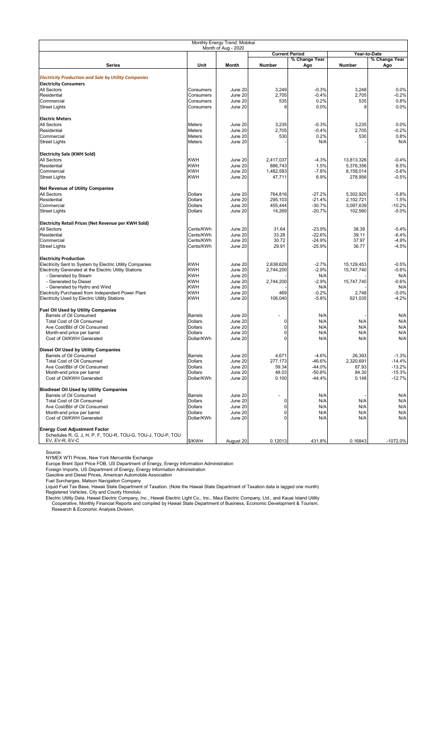# Monthly Energy Trend: Molokai

Month of Aug - 2020

| Series | Unit | Month | Current Period Number | Current Period % Change Year Ago | Year-to-Date Number | Year-to-Date % Change Year Ago |
|---|---|---|---|---|---|---|
| ***Electricity Production and Sale by Utility Companies*** | | | | | | |
| **Electricity Consumers** | | | | | | |
| All Sectors | Consumers | June 20 | 3,249 | -0.3% | 3,248 | 0.0% |
| Residential | Consumers | June 20 | 2,705 | -0.4% | 2,705 | -0.2% |
| Commercial | Consumers | June 20 | 535 | 0.2% | 535 | 0.8% |
| Street Lights | Consumers | June 20 | 9 | 0.0% | 9 | 0.0% |
| **Electric Meters** | | | | | | |
| All Sectors | Meters | June 20 | 3,235 | -0.3% | 3,235 | 0.0% |
| Residential | Meters | June 20 | 2,705 | -0.4% | 2,705 | -0.2% |
| Commercial | Meters | June 20 | 530 | 0.2% | 530 | 0.8% |
| Street Lights | Meters | June 20 | - | N/A | - | N/A |
| **Electricity Sale (KWH Sold)** | | | | | | |
| All Sectors | KWH | June 20 | 2,417,037 | -4.3% | 13,813,326 | -0.4% |
| Residential | KWH | June 20 | 886,743 | 1.5% | 5,376,356 | 8.5% |
| Commercial | KWH | June 20 | 1,482,583 | -7.8% | 8,158,014 | -5.6% |
| Street Lights | KWH | June 20 | 47,711 | 6.9% | 278,956 | -0.5% |
| **Net Revenue of Utility Companies** | | | | | | |
| All Sectors | Dollars | June 20 | 764,816 | -27.2% | 5,302,920 | -5.8% |
| Residential | Dollars | June 20 | 295,103 | -21.4% | 2,102,721 | 1.5% |
| Commercial | Dollars | June 20 | 455,444 | -30.7% | 3,097,639 | -10.2% |
| Street Lights | Dollars | June 20 | 14,269 | -20.7% | 102,560 | -5.0% |
| **Electricity Retail Prices (Net Revenue per KWH Sold)** | | | | | | |
| All Sectors | Cents/KWh | June 20 | 31.64 | -23.9% | 38.39 | -5.4% |
| Residential | Cents/KWh | June 20 | 33.28 | -22.6% | 39.11 | -6.4% |
| Commercial | Cents/KWh | June 20 | 30.72 | -24.9% | 37.97 | -4.9% |
| Street Lights | Cents/KWh | June 20 | 29.91 | -25.9% | 36.77 | -4.5% |
| **Electricity Production** | | | | | | |
| Electricity Sent to System by Electric Utility Companies | KWH | June 20 | 2,638,629 | -2.7% | 15,129,453 | -0.5% |
| Electricity Generated at the Electric Utility Stations | KWH | June 20 | 2,744,200 | -2.9% | 15,747,740 | -0.6% |
| - Generated by Steam | KWH | June 20 | - | N/A | - | N/A |
| - Generated by Diesel | KWH | June 20 | 2,744,200 | -2.9% | 15,747,740 | -0.6% |
| - Generated by Hydro and Wind | KWH | June 20 | - | N/A | - | N/A |
| Electricity Purchased from Independent Power Plant | KWH | June 20 | 469 | -0.2% | 2,748 | -5.0% |
| Electricity Used by Electric Utility Stations | KWH | June 20 | 106,040 | -5.8% | 621,035 | -4.2% |
| **Fuel Oil Used by Utility Companies** | | | | | | |
| Barrels of Oil Consumed | Barrels | June 20 | - | N/A | - | N/A |
| Total Cost of Oil Consumed | Dollars | June 20 | 0 | N/A | N/A | N/A |
| Ave Cost/Bbl of Oil Consumed | Dollars | June 20 | 0 | N/A | N/A | N/A |
| Month-end price per barrel | Dollars | June 20 | 0 | N/A | N/A | N/A |
| Cost of Oil/KWH Generated | Dollar/KWh | June 20 | 0 | N/A | N/A | N/A |
| **Diesel Oil Used by Utility Companies** | | | | | | |
| Barrels of Oil Consumed | Barrels | June 20 | 4,671 | -4.6% | 26,393 | -1.3% |
| Total Cost of Oil Consumed | Dollars | June 20 | 277,173 | -46.6% | 2,320,691 | -14.4% |
| Ave Cost/Bbl of Oil Consumed | Dollars | June 20 | 59.34 | -44.0% | 87.93 | -13.2% |
| Month-end price per barrel | Dollars | June 20 | 48.03 | -50.8% | 84.30 | -15.3% |
| Cost of Oil/KWH Generated | Dollar/KWh | June 20 | 0.100 | -44.4% | 0.148 | -12.7% |
| **Biodiesel Oil Used by Utility Companies** | | | | | | |
| Barrels of Oil Consumed | Barrels | June 20 | - | N/A | - | N/A |
| Total Cost of Oil Consumed | Dollars | June 20 | 0 | N/A | N/A | N/A |
| Ave Cost/Bbl of Oil Consumed | Dollars | June 20 | 0 | N/A | N/A | N/A |
| Month-end price per barrel | Dollars | June 20 | 0 | N/A | N/A | N/A |
| Cost of Oil/KWH Generated | Dollar/KWh | June 20 | 0 | N/A | N/A | N/A |
| **Energy Cost Adjustment Factor** | | | | | | |
| Schedules R, G, J, H, P, F, TOU-R, TOU-G, TOU-J, TOU-P, TOU EV, EV-R, EV-C | $/KWH | August 20 | 0.12013 | 431.8% | 0.16843 | -1072.0% |

Source:

NYMEX WTI Prices, New York Mercantile Exchange

Europe Brent Spot Price FOB, US Department of Energy, Energy Information Administration

Foreign Imports, US Department of Energy, Energy Information Administration

Gasoline and Diesel Prices, American Automobile Association

Fuel Surcharges, Matson Navigation Company

Liquid Fuel Tax Base, Hawaii State Department of Taxation. (Note the Hawaii State Department of Taxation data is lagged one month)

Registered Vehicles, City and County Honolulu

Electric Utility Data, Hawaii Electric Company, Inc., Hawaii Electric Light Co., Inc., Maui Electric Company, Ltd., and Kauai Island Utility Cooperative, Monthly Financial Reports and compiled by Hawaii State Department of Business, Economic Development & Tourism, Research & Economic Analysis Division.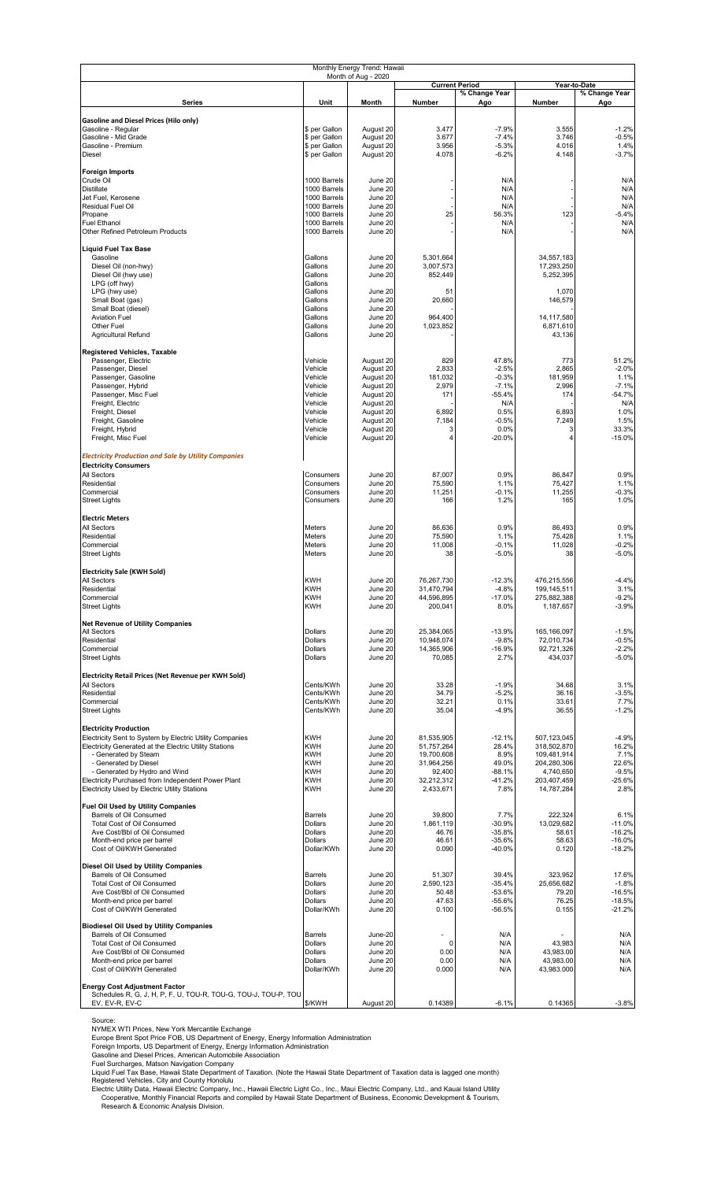# Monthly Energy Trend: Hawaii

Month of Aug - 2020

| Series | Unit | Month | Current Period Number | Current Period % Change Year Ago | Year-to-Date Number | Year-to-Date % Change Year Ago |
|---|---|---|---|---|---|---|
| **Gasoline and Diesel Prices (Hilo only)** | | | | | | |
| Gasoline - Regular | $ per Gallon | August 20 | 3.477 | -7.9% | 3.555 | -1.2% |
| Gasoline - Mid Grade | $ per Gallon | August 20 | 3.677 | -7.4% | 3.746 | -0.5% |
| Gasoline - Premium | $ per Gallon | August 20 | 3.956 | -5.3% | 4.016 | 1.4% |
| Diesel | $ per Gallon | August 20 | 4.078 | -6.2% | 4.148 | -3.7% |
| **Foreign Imports** | | | | | | |
| Crude Oil | 1000 Barrels | June 20 | - | N/A | - | N/A |
| Distillate | 1000 Barrels | June 20 | - | N/A | - | N/A |
| Jet Fuel, Kerosene | 1000 Barrels | June 20 | - | N/A | - | N/A |
| Residual Fuel Oil | 1000 Barrels | June 20 | - | N/A | - | N/A |
| Propane | 1000 Barrels | June 20 | 25 | 56.3% | 123 | -5.4% |
| Fuel Ethanol | 1000 Barrels | June 20 | - | N/A | - | N/A |
| Other Refined Petroleum Products | 1000 Barrels | June 20 | - | N/A | - | N/A |
| **Liquid Fuel Tax Base** | | | | | | |
| Gasoline | Gallons | June 20 | 5,301,664 | | 34,557,183 | |
| Diesel Oil (non-hwy) | Gallons | June 20 | 3,007,573 | | 17,293,250 | |
| Diesel Oil (hwy use) | Gallons | June 20 | 852,449 | | 5,252,395 | |
| LPG (off hwy) | Gallons | | | | | |
| LPG (hwy use) | Gallons | June 20 | 51 | | 1,070 | |
| Small Boat (gas) | Gallons | June 20 | 20,660 | | 146,579 | |
| Small Boat (diesel) | Gallons | June 20 | - | | - | |
| Aviation Fuel | Gallons | June 20 | 964,400 | | 14,117,580 | |
| Other Fuel | Gallons | June 20 | 1,023,852 | | 6,871,610 | |
| Agricultural Refund | Gallons | June 20 | - | | 43,136 | |
| **Registered Vehicles, Taxable** | | | | | | |
| Passenger, Electric | Vehicle | August 20 | 829 | 47.8% | 773 | 51.2% |
| Passenger, Diesel | Vehicle | August 20 | 2,833 | -2.5% | 2,865 | -2.0% |
| Passenger, Gasoline | Vehicle | August 20 | 181,032 | -0.3% | 181,959 | 1.1% |
| Passenger, Hybrid | Vehicle | August 20 | 2,979 | -7.1% | 2,996 | -7.1% |
| Passenger, Misc Fuel | Vehicle | August 20 | 171 | -55.4% | 174 | -54.7% |
| Freight, Electric | Vehicle | August 20 | - | N/A | - | N/A |
| Freight, Diesel | Vehicle | August 20 | 6,892 | 0.5% | 6,893 | 1.0% |
| Freight, Gasoline | Vehicle | August 20 | 7,184 | -0.5% | 7,249 | 1.5% |
| Freight, Hybrid | Vehicle | August 20 | 3 | 0.0% | 3 | 33.3% |
| Freight, Misc Fuel | Vehicle | August 20 | 4 | -20.0% | 4 | -15.0% |
| ***Electricity Production and Sale by Utility Companies*** | | | | | | |
| **Electricity Consumers** | | | | | | |
| All Sectors | Consumers | June 20 | 87,007 | 0.9% | 86,847 | 0.9% |
| Residential | Consumers | June 20 | 75,590 | 1.1% | 75,427 | 1.1% |
| Commercial | Consumers | June 20 | 11,251 | -0.1% | 11,255 | -0.3% |
| Street Lights | Consumers | June 20 | 166 | 1.2% | 165 | 1.0% |
| **Electric Meters** | | | | | | |
| All Sectors | Meters | June 20 | 86,636 | 0.9% | 86,493 | 0.9% |
| Residential | Meters | June 20 | 75,590 | 1.1% | 75,428 | 1.1% |
| Commercial | Meters | June 20 | 11,008 | -0.1% | 11,028 | -0.2% |
| Street Lights | Meters | June 20 | 38 | -5.0% | 38 | -5.0% |
| **Electricity Sale (KWH Sold)** | | | | | | |
| All Sectors | KWH | June 20 | 76,267,730 | -12.3% | 476,215,556 | -4.4% |
| Residential | KWH | June 20 | 31,470,794 | -4.8% | 199,145,511 | 3.1% |
| Commercial | KWH | June 20 | 44,596,895 | -17.0% | 275,882,388 | -9.2% |
| Street Lights | KWH | June 20 | 200,041 | 8.0% | 1,187,657 | -3.9% |
| **Net Revenue of Utility Companies** | | | | | | |
| All Sectors | Dollars | June 20 | 25,384,065 | -13.9% | 165,166,097 | -1.5% |
| Residential | Dollars | June 20 | 10,948,074 | -9.8% | 72,010,734 | -0.5% |
| Commercial | Dollars | June 20 | 14,365,906 | -16.9% | 92,721,326 | -2.2% |
| Street Lights | Dollars | June 20 | 70,085 | 2.7% | 434,037 | -5.0% |
| **Electricity Retail Prices (Net Revenue per KWH Sold)** | | | | | | |
| All Sectors | Cents/KWh | June 20 | 33.28 | -1.9% | 34.68 | 3.1% |
| Residential | Cents/KWh | June 20 | 34.79 | -5.2% | 36.16 | -3.5% |
| Commercial | Cents/KWh | June 20 | 32.21 | 0.1% | 33.61 | 7.7% |
| Street Lights | Cents/KWh | June 20 | 35.04 | -4.9% | 36.55 | -1.2% |
| **Electricity Production** | | | | | | |
| Electricity Sent to System by Electric Utility Companies | KWH | June 20 | 81,535,905 | -12.1% | 507,123,045 | -4.9% |
| Electricity Generated at the Electric Utility Stations | KWH | June 20 | 51,757,264 | 28.4% | 318,502,870 | 16.2% |
| - Generated by Steam | KWH | June 20 | 19,700,608 | 8.9% | 109,481,914 | 7.1% |
| - Generated by Diesel | KWH | June 20 | 31,964,256 | 49.0% | 204,280,306 | 22.6% |
| - Generated by Hydro and Wind | KWH | June 20 | 92,400 | -88.1% | 4,740,650 | -9.5% |
| Electricity Purchased from Independent Power Plant | KWH | June 20 | 32,212,312 | -41.2% | 203,407,459 | -25.6% |
| Electricity Used by Electric Utility Stations | KWH | June 20 | 2,433,671 | 7.8% | 14,787,284 | 2.8% |
| **Fuel Oil Used by Utility Companies** | | | | | | |
| Barrels of Oil Consumed | Barrels | June 20 | 39,800 | 7.7% | 222,324 | 6.1% |
| Total Cost of Oil Consumed | Dollars | June 20 | 1,861,119 | -30.9% | 13,029,682 | -11.0% |
| Ave Cost/Bbl of Oil Consumed | Dollars | June 20 | 46.76 | -35.8% | 58.61 | -16.2% |
| Month-end price per barrel | Dollars | June 20 | 46.61 | -35.6% | 58.63 | -16.0% |
| Cost of Oil/KWH Generated | Dollar/KWh | June 20 | 0.090 | -40.0% | 0.120 | -18.2% |
| **Diesel Oil Used by Utility Companies** | | | | | | |
| Barrels of Oil Consumed | Barrels | June 20 | 51,307 | 39.4% | 323,952 | 17.6% |
| Total Cost of Oil Consumed | Dollars | June 20 | 2,590,123 | -35.4% | 25,656,682 | -1.8% |
| Ave Cost/Bbl of Oil Consumed | Dollars | June 20 | 50.48 | -53.6% | 79.20 | -16.5% |
| Month-end price per barrel | Dollars | June 20 | 47.63 | -55.6% | 76.25 | -18.5% |
| Cost of Oil/KWH Generated | Dollar/KWh | June 20 | 0.100 | -56.5% | 0.155 | -21.2% |
| **Biodiesel Oil Used by Utility Companies** | | | | | | |
| Barrels of Oil Consumed | Barrels | June-20 | - | N/A | - | N/A |
| Total Cost of Oil Consumed | Dollars | June 20 | 0 | N/A | 43,983 | N/A |
| Ave Cost/Bbl of Oil Consumed | Dollars | June 20 | 0.00 | N/A | 43,983.00 | N/A |
| Month-end price per barrel | Dollars | June 20 | 0.00 | N/A | 43,983.00 | N/A |
| Cost of Oil/KWH Generated | Dollar/KWh | June 20 | 0.000 | N/A | 43,983.000 | N/A |
| **Energy Cost Adjustment Factor** | | | | | | |
| Schedules R, G, J, H, P, F, U, TOU-R, TOU-G, TOU-J, TOU-P, TOU EV, EV-R, EV-C | $/KWH | August 20 | 0.14389 | -6.1% | 0.14365 | -3.8% |

Source:

NYMEX WTI Prices, New York Mercantile Exchange

Europe Brent Spot Price FOB, US Department of Energy, Energy Information Administration

Foreign Imports, US Department of Energy, Energy Information Administration

Gasoline and Diesel Prices, American Automobile Association

Fuel Surcharges, Matson Navigation Company

Liquid Fuel Tax Base, Hawaii State Department of Taxation. (Note the Hawaii State Department of Taxation data is lagged one month)

Registered Vehicles, City and County Honolulu

Electric Utility Data, Hawaii Electric Company, Inc., Hawaii Electric Light Co., Inc., Maui Electric Company, Ltd., and Kauai Island Utility Cooperative, Monthly Financial Reports and compiled by Hawaii State Department of Business, Economic Development & Tourism, Research & Economic Analysis Division.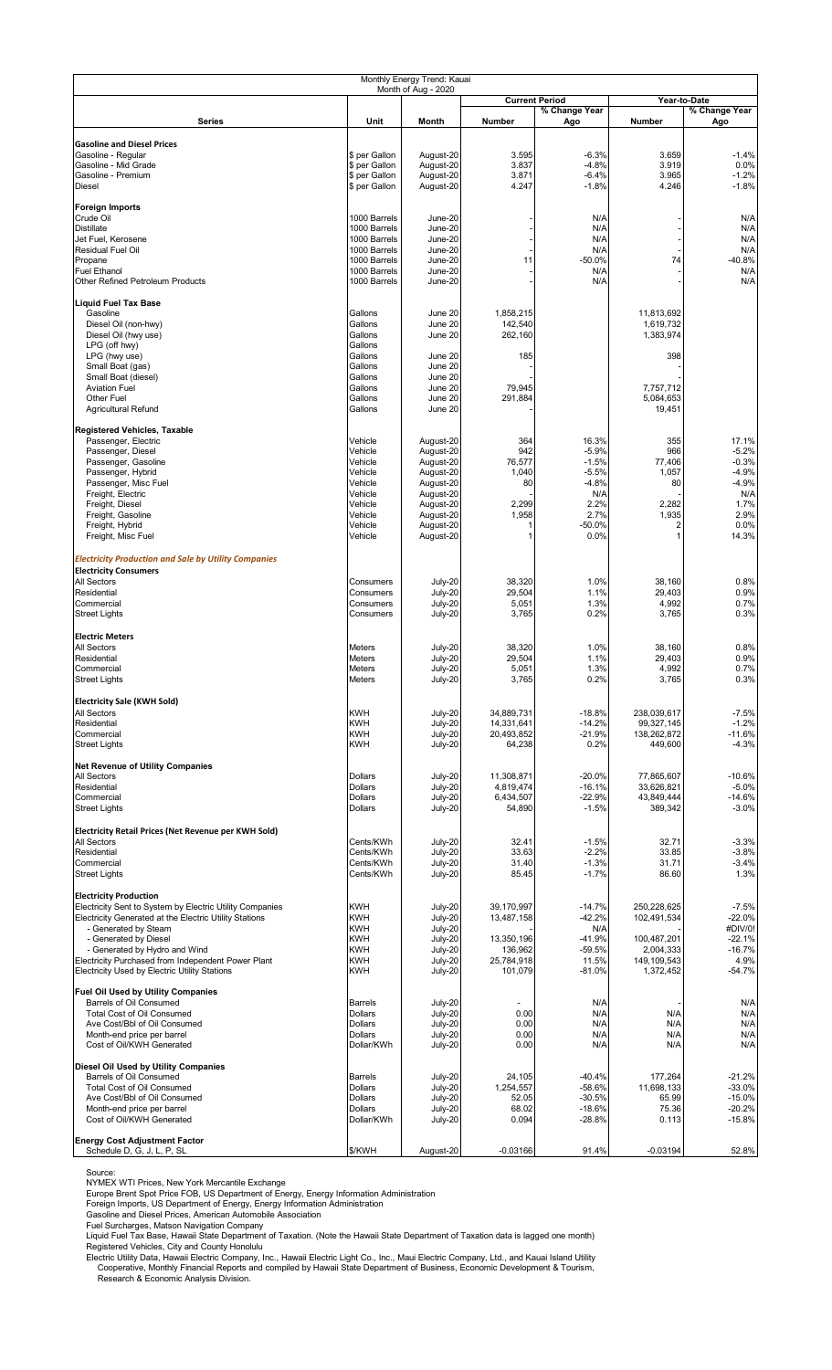| Monthly Energy Trend: Kauai<br>Month of Aug - 2020 | | | | | | |
|---|---|---|---|---|---|---|
| | | | Current Period | | Year-to-Date | |
| Series | Unit | Month | Number | % Change Year Ago | Number | % Change Year Ago |
| **Gasoline and Diesel Prices** | | | | | | |
| Gasoline - Regular | $ per Gallon | August-20 | 3.595 | -6.3% | 3.659 | -1.4% |
| Gasoline - Mid Grade | $ per Gallon | August-20 | 3.837 | -4.8% | 3.919 | 0.0% |
| Gasoline - Premium | $ per Gallon | August-20 | 3.871 | -6.4% | 3.965 | -1.2% |
| Diesel | $ per Gallon | August-20 | 4.247 | -1.8% | 4.246 | -1.8% |
| **Foreign Imports** | | | | | | |
| Crude Oil | 1000 Barrels | June-20 | - | N/A | - | N/A |
| Distillate | 1000 Barrels | June-20 | - | N/A | - | N/A |
| Jet Fuel, Kerosene | 1000 Barrels | June-20 | - | N/A | - | N/A |
| Residual Fuel Oil | 1000 Barrels | June-20 | - | N/A | - | N/A |
| Propane | 1000 Barrels | June-20 | 11 | -50.0% | 74 | -40.8% |
| Fuel Ethanol | 1000 Barrels | June-20 | - | N/A | - | N/A |
| Other Refined Petroleum Products | 1000 Barrels | June-20 | - | N/A | - | N/A |
| **Liquid Fuel Tax Base** | | | | | | |
| Gasoline | Gallons | June 20 | 1,858,215 | | 11,813,692 | |
| Diesel Oil (non-hwy) | Gallons | June 20 | 142,540 | | 1,619,732 | |
| Diesel Oil (hwy use) | Gallons | June 20 | 262,160 | | 1,383,974 | |
| LPG (off hwy) | Gallons | | | | | |
| LPG (hwy use) | Gallons | June 20 | 185 | | 398 | |
| Small Boat (gas) | Gallons | June 20 | - | | - | |
| Small Boat (diesel) | Gallons | June 20 | - | | - | |
| Aviation Fuel | Gallons | June 20 | 79,945 | | 7,757,712 | |
| Other Fuel | Gallons | June 20 | 291,884 | | 5,084,653 | |
| Agricultural Refund | Gallons | June 20 | - | | 19,451 | |
| **Registered Vehicles, Taxable** | | | | | | |
| Passenger, Electric | Vehicle | August-20 | 364 | 16.3% | 355 | 17.1% |
| Passenger, Diesel | Vehicle | August-20 | 942 | -5.9% | 966 | -5.2% |
| Passenger, Gasoline | Vehicle | August-20 | 76,577 | -1.5% | 77,406 | -0.3% |
| Passenger, Hybrid | Vehicle | August-20 | 1,040 | -5.5% | 1,057 | -4.9% |
| Passenger, Misc Fuel | Vehicle | August-20 | 80 | -4.8% | 80 | -4.9% |
| Freight, Electric | Vehicle | August-20 | - | N/A | - | N/A |
| Freight, Diesel | Vehicle | August-20 | 2,299 | 2.2% | 2,282 | 1.7% |
| Freight, Gasoline | Vehicle | August-20 | 1,958 | 2.7% | 1,935 | 2.9% |
| Freight, Hybrid | Vehicle | August-20 | 1 | -50.0% | 2 | 0.0% |
| Freight, Misc Fuel | Vehicle | August-20 | 1 | 0.0% | 1 | 14.3% |
| ***Electricity Production and Sale by Utility Companies*** | | | | | | |
| **Electricity Consumers** | | | | | | |
| All Sectors | Consumers | July-20 | 38,320 | 1.0% | 38,160 | 0.8% |
| Residential | Consumers | July-20 | 29,504 | 1.1% | 29,403 | 0.9% |
| Commercial | Consumers | July-20 | 5,051 | 1.3% | 4,992 | 0.7% |
| Street Lights | Consumers | July-20 | 3,765 | 0.2% | 3,765 | 0.3% |
| **Electric Meters** | | | | | | |
| All Sectors | Meters | July-20 | 38,320 | 1.0% | 38,160 | 0.8% |
| Residential | Meters | July-20 | 29,504 | 1.1% | 29,403 | 0.9% |
| Commercial | Meters | July-20 | 5,051 | 1.3% | 4,992 | 0.7% |
| Street Lights | Meters | July-20 | 3,765 | 0.2% | 3,765 | 0.3% |
| **Electricity Sale (KWH Sold)** | | | | | | |
| All Sectors | KWH | July-20 | 34,889,731 | -18.8% | 238,039,617 | -7.5% |
| Residential | KWH | July-20 | 14,331,641 | -14.2% | 99,327,145 | -1.2% |
| Commercial | KWH | July-20 | 20,493,852 | -21.9% | 138,262,872 | -11.6% |
| Street Lights | KWH | July-20 | 64,238 | 0.2% | 449,600 | -4.3% |
| **Net Revenue of Utility Companies** | | | | | | |
| All Sectors | Dollars | July-20 | 11,308,871 | -20.0% | 77,865,607 | -10.6% |
| Residential | Dollars | July-20 | 4,819,474 | -16.1% | 33,626,821 | -5.0% |
| Commercial | Dollars | July-20 | 6,434,507 | -22.9% | 43,849,444 | -14.6% |
| Street Lights | Dollars | July-20 | 54,890 | -1.5% | 389,342 | -3.0% |
| **Electricity Retail Prices (Net Revenue per KWH Sold)** | | | | | | |
| All Sectors | Cents/KWh | July-20 | 32.41 | -1.5% | 32.71 | -3.3% |
| Residential | Cents/KWh | July-20 | 33.63 | -2.2% | 33.85 | -3.8% |
| Commercial | Cents/KWh | July-20 | 31.40 | -1.3% | 31.71 | -3.4% |
| Street Lights | Cents/KWh | July-20 | 85.45 | -1.7% | 86.60 | 1.3% |
| **Electricity Production** | | | | | | |
| Electricity Sent to System by Electric Utility Companies | KWH | July-20 | 39,170,997 | -14.7% | 250,228,625 | -7.5% |
| Electricity Generated at the Electric Utility Stations | KWH | July-20 | 13,487,158 | -42.2% | 102,491,534 | -22.0% |
| - Generated by Steam | KWH | July-20 | - | N/A | - | #DIV/0! |
| - Generated by Diesel | KWH | July-20 | 13,350,196 | -41.9% | 100,487,201 | -22.1% |
| - Generated by Hydro and Wind | KWH | July-20 | 136,962 | -59.5% | 2,004,333 | -16.7% |
| Electricity Purchased from Independent Power Plant | KWH | July-20 | 25,784,918 | 11.5% | 149,109,543 | 4.9% |
| Electricity Used by Electric Utility Stations | KWH | July-20 | 101,079 | -81.0% | 1,372,452 | -54.7% |
| **Fuel Oil Used by Utility Companies** | | | | | | |
| Barrels of Oil Consumed | Barrels | July-20 | - | N/A | - | N/A |
| Total Cost of Oil Consumed | Dollars | July-20 | 0.00 | N/A | N/A | N/A |
| Ave Cost/Bbl of Oil Consumed | Dollars | July-20 | 0.00 | N/A | N/A | N/A |
| Month-end price per barrel | Dollars | July-20 | 0.00 | N/A | N/A | N/A |
| Cost of Oil/KWH Generated | Dollar/KWh | July-20 | 0.00 | N/A | N/A | N/A |
| **Diesel Oil Used by Utility Companies** | | | | | | |
| Barrels of Oil Consumed | Barrels | July-20 | 24,105 | -40.4% | 177,264 | -21.2% |
| Total Cost of Oil Consumed | Dollars | July-20 | 1,254,557 | -58.6% | 11,698,133 | -33.0% |
| Ave Cost/Bbl of Oil Consumed | Dollars | July-20 | 52.05 | -30.5% | 65.99 | -15.0% |
| Month-end price per barrel | Dollars | July-20 | 68.02 | -18.6% | 75.36 | -20.2% |
| Cost of Oil/KWH Generated | Dollar/KWh | July-20 | 0.094 | -28.8% | 0.113 | -15.8% |
| **Energy Cost Adjustment Factor** | | | | | | |
| Schedule D, G, J, L, P, SL | $/KWH | August-20 | -0.03166 | 91.4% | -0.03194 | 52.8% |

Source:

NYMEX WTI Prices, New York Mercantile Exchange

Europe Brent Spot Price FOB, US Department of Energy, Energy Information Administration

Foreign Imports, US Department of Energy, Energy Information Administration

Gasoline and Diesel Prices, American Automobile Association

Fuel Surcharges, Matson Navigation Company

Liquid Fuel Tax Base, Hawaii State Department of Taxation. (Note the Hawaii State Department of Taxation data is lagged one month)

Registered Vehicles, City and County Honolulu

Electric Utility Data, Hawaii Electric Company, Inc., Hawaii Electric Light Co., Inc., Maui Electric Company, Ltd., and Kauai Island Utility Cooperative, Monthly Financial Reports and compiled by Hawaii State Department of Business, Economic Development & Tourism, Research & Economic Analysis Division.